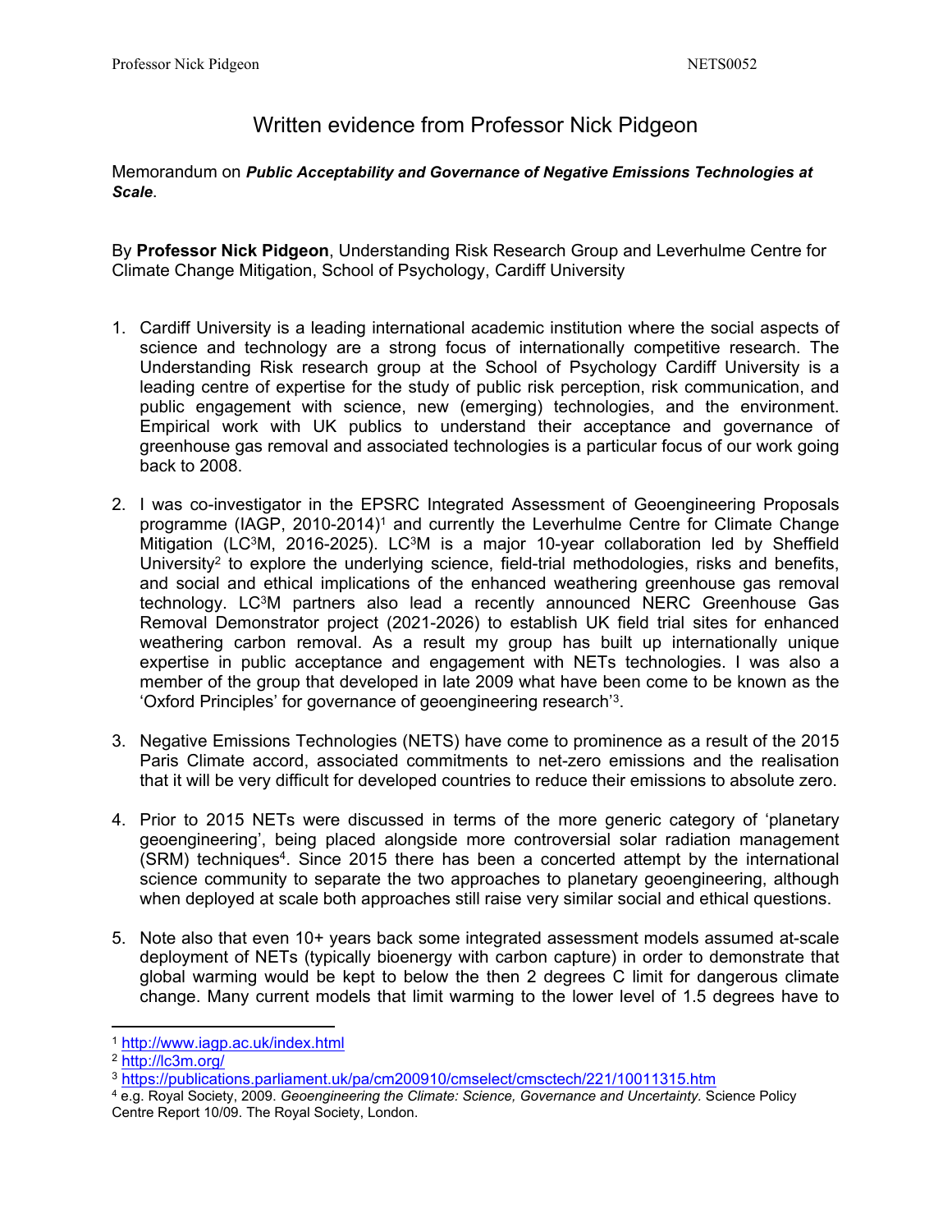# Written evidence from Professor Nick Pidgeon

Memorandum on ***Public Acceptability and Governance of Negative Emissions Technologies at Scale***.

By **Professor Nick Pidgeon**, Understanding Risk Research Group and Leverhulme Centre for Climate Change Mitigation, School of Psychology, Cardiff University

1. Cardiff University is a leading international academic institution where the social aspects of science and technology are a strong focus of internationally competitive research. The Understanding Risk research group at the School of Psychology Cardiff University is a leading centre of expertise for the study of public risk perception, risk communication, and public engagement with science, new (emerging) technologies, and the environment. Empirical work with UK publics to understand their acceptance and governance of greenhouse gas removal and associated technologies is a particular focus of our work going back to 2008.

2. I was co-investigator in the EPSRC Integrated Assessment of Geoengineering Proposals programme (IAGP, 2010-2014)[1] and currently the Leverhulme Centre for Climate Change Mitigation (LC³M, 2016-2025). LC³M is a major 10-year collaboration led by Sheffield University[2] to explore the underlying science, field-trial methodologies, risks and benefits, and social and ethical implications of the enhanced weathering greenhouse gas removal technology. LC³M partners also lead a recently announced NERC Greenhouse Gas Removal Demonstrator project (2021-2026) to establish UK field trial sites for enhanced weathering carbon removal. As a result my group has built up internationally unique expertise in public acceptance and engagement with NETs technologies. I was also a member of the group that developed in late 2009 what have been come to be known as the 'Oxford Principles' for governance of geoengineering research'[3].

3. Negative Emissions Technologies (NETS) have come to prominence as a result of the 2015 Paris Climate accord, associated commitments to net-zero emissions and the realisation that it will be very difficult for developed countries to reduce their emissions to absolute zero.

4. Prior to 2015 NETs were discussed in terms of the more generic category of 'planetary geoengineering', being placed alongside more controversial solar radiation management (SRM) techniques[4]. Since 2015 there has been a concerted attempt by the international science community to separate the two approaches to planetary geoengineering, although when deployed at scale both approaches still raise very similar social and ethical questions.

5. Note also that even 10+ years back some integrated assessment models assumed at-scale deployment of NETs (typically bioenergy with carbon capture) in order to demonstrate that global warming would be kept to below the then 2 degrees C limit for dangerous climate change. Many current models that limit warming to the lower level of 1.5 degrees have to

---

[1] http://www.iagp.ac.uk/index.html

[2] http://lc3m.org/

[3] https://publications.parliament.uk/pa/cm200910/cmselect/cmsctech/221/10011315.htm

[4] e.g. Royal Society, 2009. *Geoengineering the Climate: Science, Governance and Uncertainty.* Science Policy Centre Report 10/09. The Royal Society, London.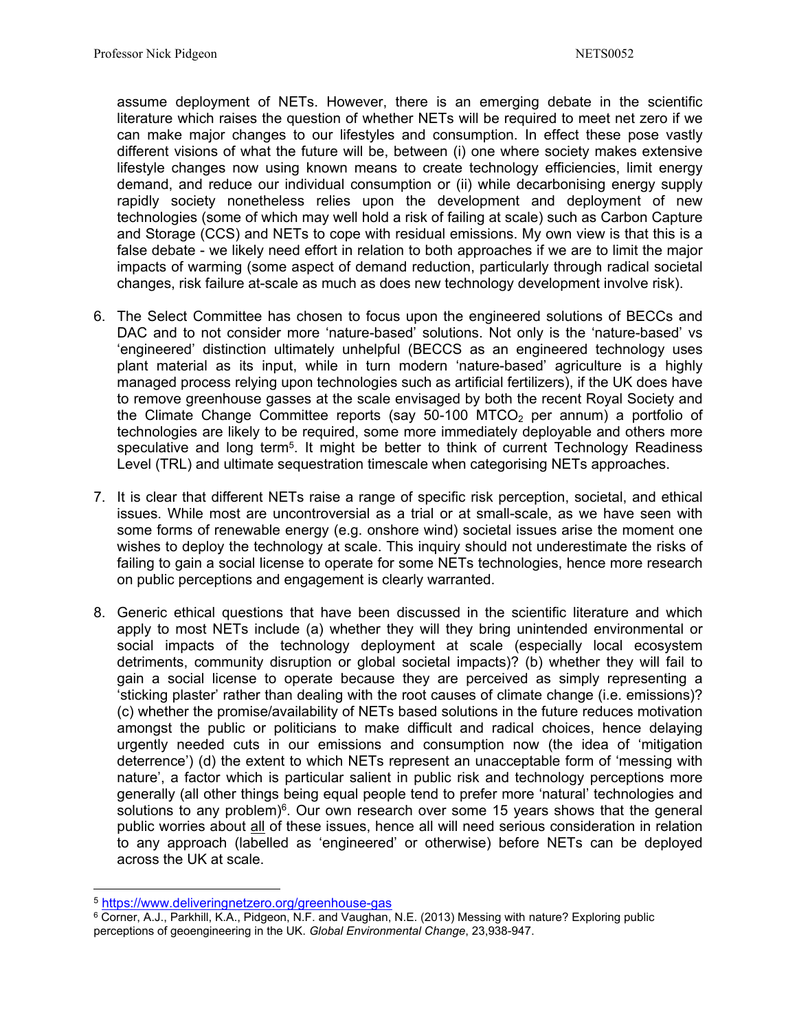assume deployment of NETs. However, there is an emerging debate in the scientific literature which raises the question of whether NETs will be required to meet net zero if we can make major changes to our lifestyles and consumption. In effect these pose vastly different visions of what the future will be, between (i) one where society makes extensive lifestyle changes now using known means to create technology efficiencies, limit energy demand, and reduce our individual consumption or (ii) while decarbonising energy supply rapidly society nonetheless relies upon the development and deployment of new technologies (some of which may well hold a risk of failing at scale) such as Carbon Capture and Storage (CCS) and NETs to cope with residual emissions. My own view is that this is a false debate - we likely need effort in relation to both approaches if we are to limit the major impacts of warming (some aspect of demand reduction, particularly through radical societal changes, risk failure at-scale as much as does new technology development involve risk).

6. The Select Committee has chosen to focus upon the engineered solutions of BECCs and DAC and to not consider more 'nature-based' solutions. Not only is the 'nature-based' vs 'engineered' distinction ultimately unhelpful (BECCS as an engineered technology uses plant material as its input, while in turn modern 'nature-based' agriculture is a highly managed process relying upon technologies such as artificial fertilizers), if the UK does have to remove greenhouse gasses at the scale envisaged by both the recent Royal Society and the Climate Change Committee reports (say 50-100 $MTCO_2$ per annum) a portfolio of technologies are likely to be required, some more immediately deployable and others more speculative and long term[5]. It might be better to think of current Technology Readiness Level (TRL) and ultimate sequestration timescale when categorising NETs approaches.

7. It is clear that different NETs raise a range of specific risk perception, societal, and ethical issues. While most are uncontroversial as a trial or at small-scale, as we have seen with some forms of renewable energy (e.g. onshore wind) societal issues arise the moment one wishes to deploy the technology at scale. This inquiry should not underestimate the risks of failing to gain a social license to operate for some NETs technologies, hence more research on public perceptions and engagement is clearly warranted.

8. Generic ethical questions that have been discussed in the scientific literature and which apply to most NETs include (a) whether they will they bring unintended environmental or social impacts of the technology deployment at scale (especially local ecosystem detriments, community disruption or global societal impacts)? (b) whether they will fail to gain a social license to operate because they are perceived as simply representing a 'sticking plaster' rather than dealing with the root causes of climate change (i.e. emissions)? (c) whether the promise/availability of NETs based solutions in the future reduces motivation amongst the public or politicians to make difficult and radical choices, hence delaying urgently needed cuts in our emissions and consumption now (the idea of 'mitigation deterrence') (d) the extent to which NETs represent an unacceptable form of 'messing with nature', a factor which is particular salient in public risk and technology perceptions more generally (all other things being equal people tend to prefer more 'natural' technologies and solutions to any problem)[6]. Our own research over some 15 years shows that the general public worries about <u>all</u> of these issues, hence all will need serious consideration in relation to any approach (labelled as 'engineered' or otherwise) before NETs can be deployed across the UK at scale.

---

[5] https://www.deliveringnetzero.org/greenhouse-gas

[6] Corner, A.J., Parkhill, K.A., Pidgeon, N.F. and Vaughan, N.E. (2013) Messing with nature? Exploring public perceptions of geoengineering in the UK. *Global Environmental Change*, 23,938-947.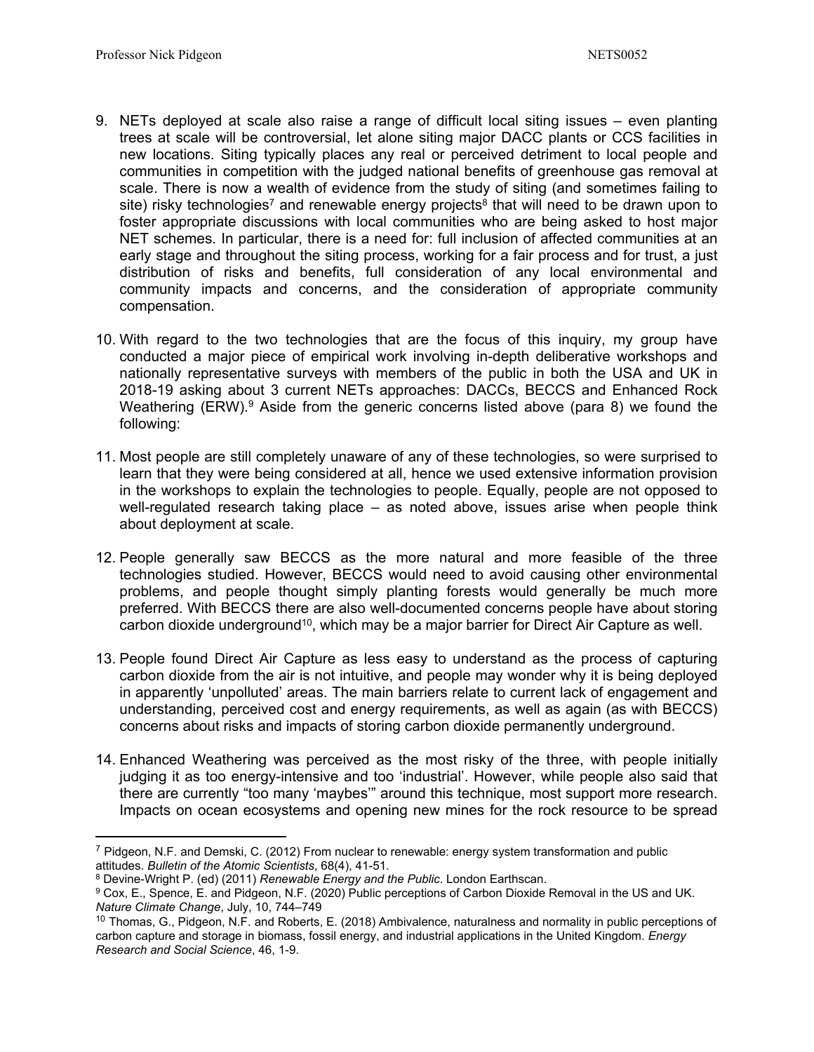9. NETs deployed at scale also raise a range of difficult local siting issues – even planting trees at scale will be controversial, let alone siting major DACC plants or CCS facilities in new locations. Siting typically places any real or perceived detriment to local people and communities in competition with the judged national benefits of greenhouse gas removal at scale. There is now a wealth of evidence from the study of siting (and sometimes failing to site) risky technologies[7] and renewable energy projects[8] that will need to be drawn upon to foster appropriate discussions with local communities who are being asked to host major NET schemes. In particular, there is a need for: full inclusion of affected communities at an early stage and throughout the siting process, working for a fair process and for trust, a just distribution of risks and benefits, full consideration of any local environmental and community impacts and concerns, and the consideration of appropriate community compensation.

10. With regard to the two technologies that are the focus of this inquiry, my group have conducted a major piece of empirical work involving in-depth deliberative workshops and nationally representative surveys with members of the public in both the USA and UK in 2018-19 asking about 3 current NETs approaches: DACCs, BECCS and Enhanced Rock Weathering (ERW).[9] Aside from the generic concerns listed above (para 8) we found the following:

11. Most people are still completely unaware of any of these technologies, so were surprised to learn that they were being considered at all, hence we used extensive information provision in the workshops to explain the technologies to people. Equally, people are not opposed to well-regulated research taking place – as noted above, issues arise when people think about deployment at scale.

12. People generally saw BECCS as the more natural and more feasible of the three technologies studied. However, BECCS would need to avoid causing other environmental problems, and people thought simply planting forests would generally be much more preferred. With BECCS there are also well-documented concerns people have about storing carbon dioxide underground[10], which may be a major barrier for Direct Air Capture as well.

13. People found Direct Air Capture as less easy to understand as the process of capturing carbon dioxide from the air is not intuitive, and people may wonder why it is being deployed in apparently 'unpolluted' areas. The main barriers relate to current lack of engagement and understanding, perceived cost and energy requirements, as well as again (as with BECCS) concerns about risks and impacts of storing carbon dioxide permanently underground.

14. Enhanced Weathering was perceived as the most risky of the three, with people initially judging it as too energy-intensive and too 'industrial'. However, while people also said that there are currently "too many 'maybes'" around this technique, most support more research. Impacts on ocean ecosystems and opening new mines for the rock resource to be spread

---

[7] Pidgeon, N.F. and Demski, C. (2012) From nuclear to renewable: energy system transformation and public attitudes. *Bulletin of the Atomic Scientists*, 68(4), 41-51.

[8] Devine-Wright P. (ed) (2011) *Renewable Energy and the Public*. London Earthscan.

[9] Cox, E., Spence, E. and Pidgeon, N.F. (2020) Public perceptions of Carbon Dioxide Removal in the US and UK. *Nature Climate Change*, July, 10, 744–749

[10] Thomas, G., Pidgeon, N.F. and Roberts, E. (2018) Ambivalence, naturalness and normality in public perceptions of carbon capture and storage in biomass, fossil energy, and industrial applications in the United Kingdom. *Energy Research and Social Science*, 46, 1-9.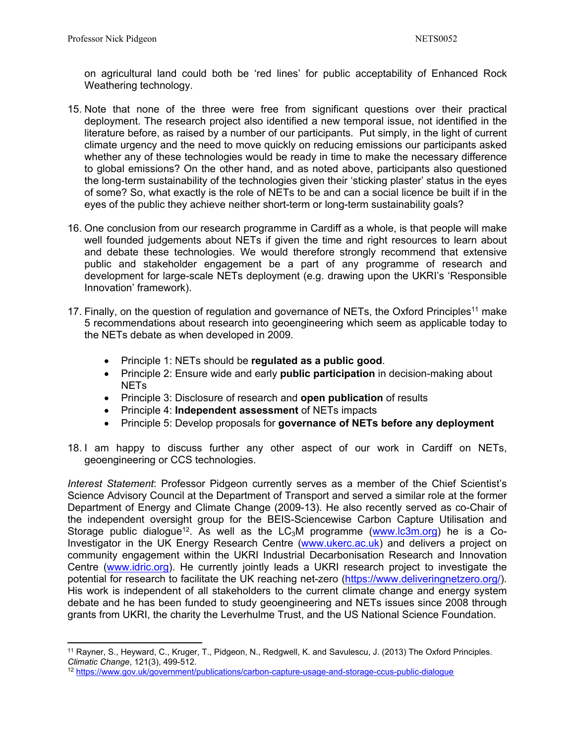on agricultural land could both be 'red lines' for public acceptability of Enhanced Rock Weathering technology.

15. Note that none of the three were free from significant questions over their practical deployment. The research project also identified a new temporal issue, not identified in the literature before, as raised by a number of our participants. Put simply, in the light of current climate urgency and the need to move quickly on reducing emissions our participants asked whether any of these technologies would be ready in time to make the necessary difference to global emissions? On the other hand, and as noted above, participants also questioned the long-term sustainability of the technologies given their 'sticking plaster' status in the eyes of some? So, what exactly is the role of NETs to be and can a social licence be built if in the eyes of the public they achieve neither short-term or long-term sustainability goals?

16. One conclusion from our research programme in Cardiff as a whole, is that people will make well founded judgements about NETs if given the time and right resources to learn about and debate these technologies. We would therefore strongly recommend that extensive public and stakeholder engagement be a part of any programme of research and development for large-scale NETs deployment (e.g. drawing upon the UKRI's 'Responsible Innovation' framework).

17. Finally, on the question of regulation and governance of NETs, the Oxford Principles[11] make 5 recommendations about research into geoengineering which seem as applicable today to the NETs debate as when developed in 2009.

    - Principle 1: NETs should be **regulated as a public good**.
    - Principle 2: Ensure wide and early **public participation** in decision-making about NETs
    - Principle 3: Disclosure of research and **open publication** of results
    - Principle 4: **Independent assessment** of NETs impacts
    - Principle 5: Develop proposals for **governance of NETs before any deployment**

18. I am happy to discuss further any other aspect of our work in Cardiff on NETs, geoengineering or CCS technologies.

*Interest Statement*: Professor Pidgeon currently serves as a member of the Chief Scientist's Science Advisory Council at the Department of Transport and served a similar role at the former Department of Energy and Climate Change (2009-13). He also recently served as co-Chair of the independent oversight group for the BEIS-Sciencewise Carbon Capture Utilisation and Storage public dialogue[12]. As well as the LC$_3$M programme (www.lc3m.org) he is a Co-Investigator in the UK Energy Research Centre (www.ukerc.ac.uk) and delivers a project on community engagement within the UKRI Industrial Decarbonisation Research and Innovation Centre (www.idric.org). He currently jointly leads a UKRI research project to investigate the potential for research to facilitate the UK reaching net-zero (https://www.deliveringnetzero.org/). His work is independent of all stakeholders to the current climate change and energy system debate and he has been funded to study geoengineering and NETs issues since 2008 through grants from UKRI, the charity the Leverhulme Trust, and the US National Science Foundation.

---

[11] Rayner, S., Heyward, C., Kruger, T., Pidgeon, N., Redgwell, K. and Savulescu, J. (2013) The Oxford Principles. *Climatic Change*, 121(3), 499-512.

[12] https://www.gov.uk/government/publications/carbon-capture-usage-and-storage-ccus-public-dialogue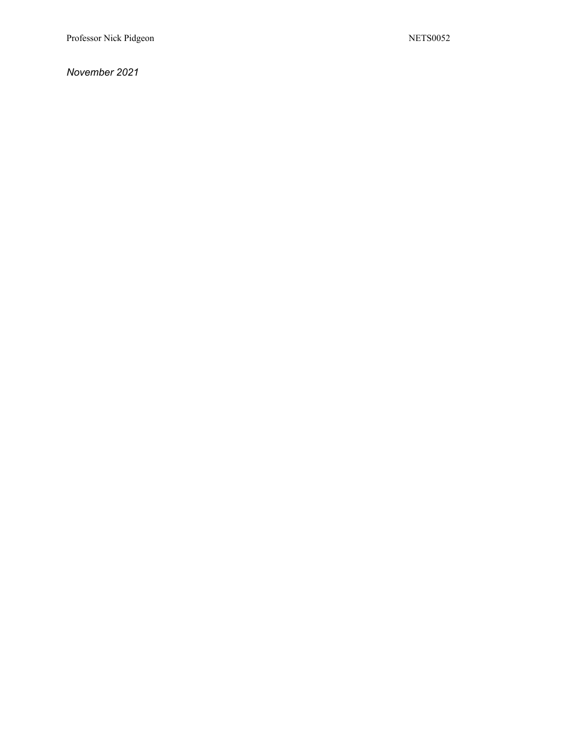Professor Nick Pidgeon

*November 2021*